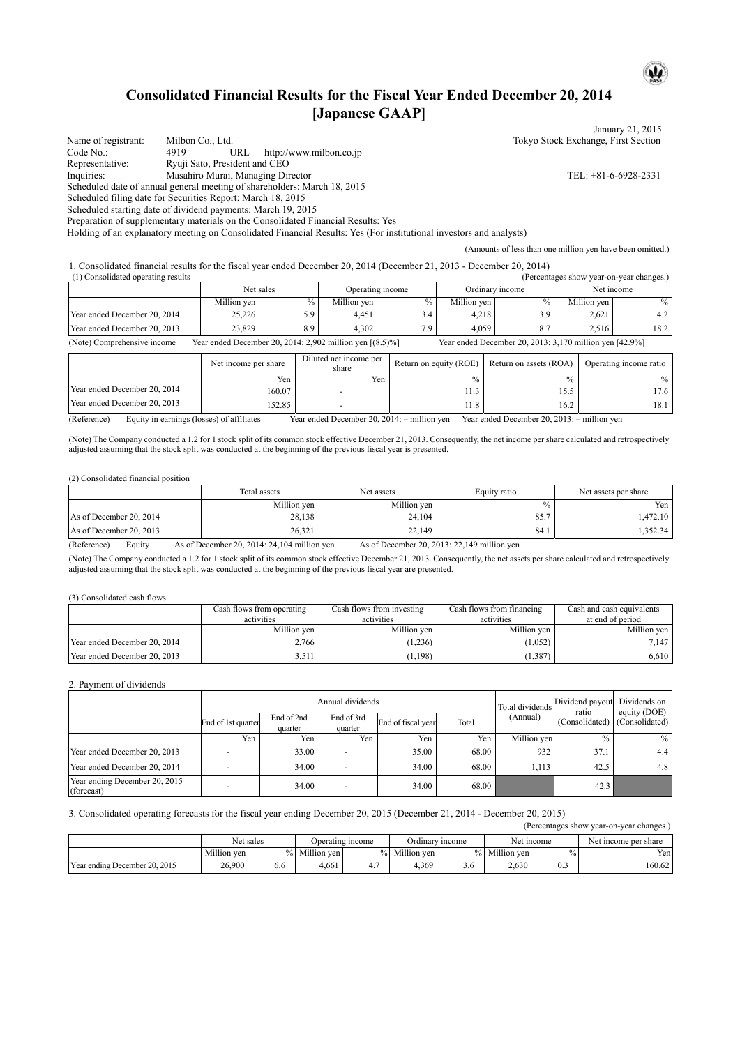# Consolidated Financial Results for the Fiscal Year Ended December 20, 2014 [Japanese GAAP]

January 21, 2015

Name of registrant: Milbon Co., Ltd. — Tokyo Stock Exchange, First Section
Code No.: 4919 URL http://www.milbon.co.jp
Representative: Ryuji Sato, President and CEO
Inquiries: Masahiro Murai, Managing Director — TEL: +81-6-6928-2331
Scheduled date of annual general meeting of shareholders: March 18, 2015
Scheduled filing date for Securities Report: March 18, 2015
Scheduled starting date of dividend payments: March 19, 2015
Preparation of supplementary materials on the Consolidated Financial Results: Yes
Holding of an explanatory meeting on Consolidated Financial Results: Yes (For institutional investors and analysts)

(Amounts of less than one million yen have been omitted.)

1. Consolidated financial results for the fiscal year ended December 20, 2014 (December 21, 2013 - December 20, 2014)

(1) Consolidated operating results (Percentages show year-on-year changes.)

| | Net sales | | Operating income | | Ordinary income | | Net income | |
|---|---|---|---|---|---|---|---|---|
| | Million yen | % | Million yen | % | Million yen | % | Million yen | % |
| Year ended December 20, 2014 | 25,226 | 5.9 | 4,451 | 3.4 | 4,218 | 3.9 | 2,621 | 4.2 |
| Year ended December 20, 2013 | 23,829 | 8.9 | 4,302 | 7.9 | 4,059 | 8.7 | 2,516 | 18.2 |

(Note) Comprehensive income Year ended December 20, 2014: 2,902 million yen [(8.5)%] Year ended December 20, 2013: 3,170 million yen [42.9%]

| | Net income per share | Diluted net income per share | Return on equity (ROE) | Return on assets (ROA) | Operating income ratio |
|---|---|---|---|---|---|
| | Yen | Yen | % | % | % |
| Year ended December 20, 2014 | 160.07 | - | 11.3 | 15.5 | 17.6 |
| Year ended December 20, 2013 | 152.85 | - | 11.8 | 16.2 | 18.1 |

(Reference) Equity in earnings (losses) of affiliates Year ended December 20, 2014: – million yen Year ended December 20, 2013: – million yen

(Note) The Company conducted a 1.2 for 1 stock split of its common stock effective December 21, 2013. Consequently, the net income per share calculated and retrospectively adjusted assuming that the stock split was conducted at the beginning of the previous fiscal year is presented.

(2) Consolidated financial position

| | Total assets | Net assets | Equity ratio | Net assets per share |
|---|---|---|---|---|
| | Million yen | Million yen | % | Yen |
| As of December 20, 2014 | 28,138 | 24,104 | 85.7 | 1,472.10 |
| As of December 20, 2013 | 26,321 | 22,149 | 84.1 | 1,352.34 |

(Reference) Equity As of December 20, 2014: 24,104 million yen As of December 20, 2013: 22,149 million yen

(Note) The Company conducted a 1.2 for 1 stock split of its common stock effective December 21, 2013. Consequently, the net assets per share calculated and retrospectively adjusted assuming that the stock split was conducted at the beginning of the previous fiscal year are presented.

(3) Consolidated cash flows

| | Cash flows from operating activities | Cash flows from investing activities | Cash flows from financing activities | Cash and cash equivalents at end of period |
|---|---|---|---|---|
| | Million yen | Million yen | Million yen | Million yen |
| Year ended December 20, 2014 | 2,766 | (1,236) | (1,052) | 7,147 |
| Year ended December 20, 2013 | 3,511 | (1,198) | (1,387) | 6,610 |

2. Payment of dividends

| | Annual dividends | | | | | Total dividends (Annual) | Dividend payout ratio (Consolidated) | Dividends on equity (DOE) (Consolidated) |
|---|---|---|---|---|---|---|---|---|
| | End of 1st quarter | End of 2nd quarter | End of 3rd quarter | End of fiscal year | Total | | | |
| | Yen | Yen | Yen | Yen | Yen | Million yen | % | % |
| Year ended December 20, 2013 | - | 33.00 | - | 35.00 | 68.00 | 932 | 37.1 | 4.4 |
| Year ended December 20, 2014 | - | 34.00 | - | 34.00 | 68.00 | 1,113 | 42.5 | 4.8 |
| Year ending December 20, 2015 (forecast) | - | 34.00 | - | 34.00 | 68.00 | | 42.3 | |

3. Consolidated operating forecasts for the fiscal year ending December 20, 2015 (December 21, 2014 - December 20, 2015)

(Percentages show year-on-year changes.)

| | Net sales | | Operating income | | Ordinary income | | Net income | | Net income per share |
|---|---|---|---|---|---|---|---|---|---|
| | Million yen | % | Million yen | % | Million yen | % | Million yen | % | Yen |
| Year ending December 20, 2015 | 26,900 | 6.6 | 4,661 | 4.7 | 4,369 | 3.6 | 2,630 | 0.3 | 160.62 |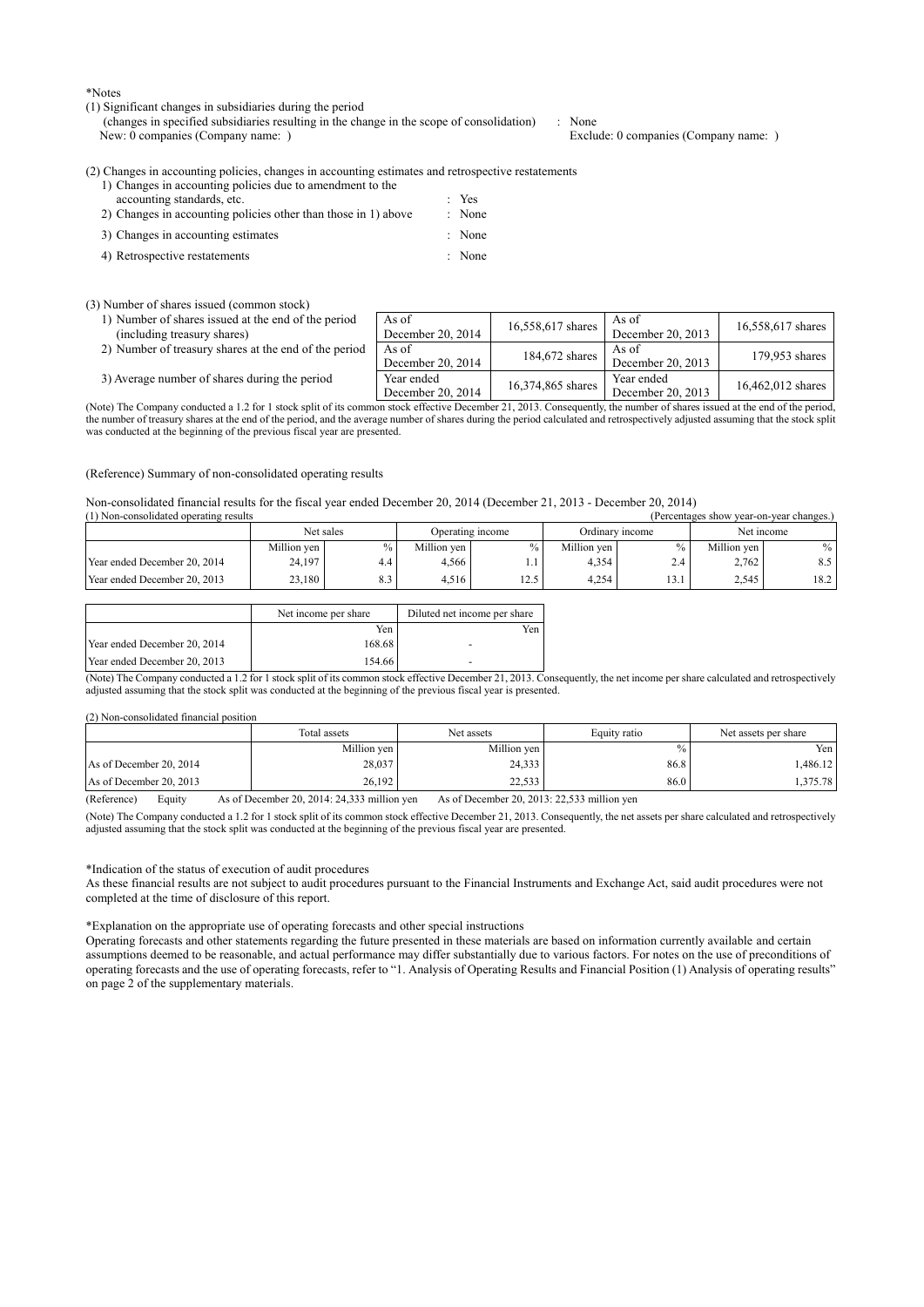*Notes

(1) Significant changes in subsidiaries during the period
(changes in specified subsidiaries resulting in the change in the scope of consolidation) : None
New: 0 companies (Company name: ) Exclude: 0 companies (Company name: )

(2) Changes in accounting policies, changes in accounting estimates and retrospective restatements

1) Changes in accounting policies due to amendment to the accounting standards, etc. : Yes
2) Changes in accounting policies other than those in 1) above : None
3) Changes in accounting estimates : None
4) Retrospective restatements : None

(3) Number of shares issued (common stock)

| | | | | |
|---|---|---|---|---|
| 1) Number of shares issued at the end of the period (including treasury shares) | As of December 20, 2014 | 16,558,617 shares | As of December 20, 2013 | 16,558,617 shares |
| 2) Number of treasury shares at the end of the period | As of December 20, 2014 | 184,672 shares | As of December 20, 2013 | 179,953 shares |
| 3) Average number of shares during the period | Year ended December 20, 2014 | 16,374,865 shares | Year ended December 20, 2013 | 16,462,012 shares |

(Note) The Company conducted a 1.2 for 1 stock split of its common stock effective December 21, 2013. Consequently, the number of shares issued at the end of the period, the number of treasury shares at the end of the period, and the average number of shares during the period calculated and retrospectively adjusted assuming that the stock split was conducted at the beginning of the previous fiscal year are presented.

(Reference) Summary of non-consolidated operating results

Non-consolidated financial results for the fiscal year ended December 20, 2014 (December 21, 2013 - December 20, 2014)

(1) Non-consolidated operating results (Percentages show year-on-year changes.)

| | Net sales | | Operating income | | Ordinary income | | Net income | |
|---|---|---|---|---|---|---|---|---|
| | Million yen | % | Million yen | % | Million yen | % | Million yen | % |
| Year ended December 20, 2014 | 24,197 | 4.4 | 4,566 | 1.1 | 4,354 | 2.4 | 2,762 | 8.5 |
| Year ended December 20, 2013 | 23,180 | 8.3 | 4,516 | 12.5 | 4,254 | 13.1 | 2,545 | 18.2 |

| | Net income per share | Diluted net income per share |
|---|---|---|
| | Yen | Yen |
| Year ended December 20, 2014 | 168.68 | - |
| Year ended December 20, 2013 | 154.66 | - |

(Note) The Company conducted a 1.2 for 1 stock split of its common stock effective December 21, 2013. Consequently, the net income per share calculated and retrospectively adjusted assuming that the stock split was conducted at the beginning of the previous fiscal year is presented.

(2) Non-consolidated financial position

| | Total assets | Net assets | Equity ratio | Net assets per share |
|---|---|---|---|---|
| | Million yen | Million yen | % | Yen |
| As of December 20, 2014 | 28,037 | 24,333 | 86.8 | 1,486.12 |
| As of December 20, 2013 | 26,192 | 22,533 | 86.0 | 1,375.78 |

(Reference) Equity As of December 20, 2014: 24,333 million yen As of December 20, 2013: 22,533 million yen

(Note) The Company conducted a 1.2 for 1 stock split of its common stock effective December 21, 2013. Consequently, the net assets per share calculated and retrospectively adjusted assuming that the stock split was conducted at the beginning of the previous fiscal year are presented.

*Indication of the status of execution of audit procedures

As these financial results are not subject to audit procedures pursuant to the Financial Instruments and Exchange Act, said audit procedures were not completed at the time of disclosure of this report.

*Explanation on the appropriate use of operating forecasts and other special instructions

Operating forecasts and other statements regarding the future presented in these materials are based on information currently available and certain assumptions deemed to be reasonable, and actual performance may differ substantially due to various factors. For notes on the use of preconditions of operating forecasts and the use of operating forecasts, refer to "1. Analysis of Operating Results and Financial Position (1) Analysis of operating results" on page 2 of the supplementary materials.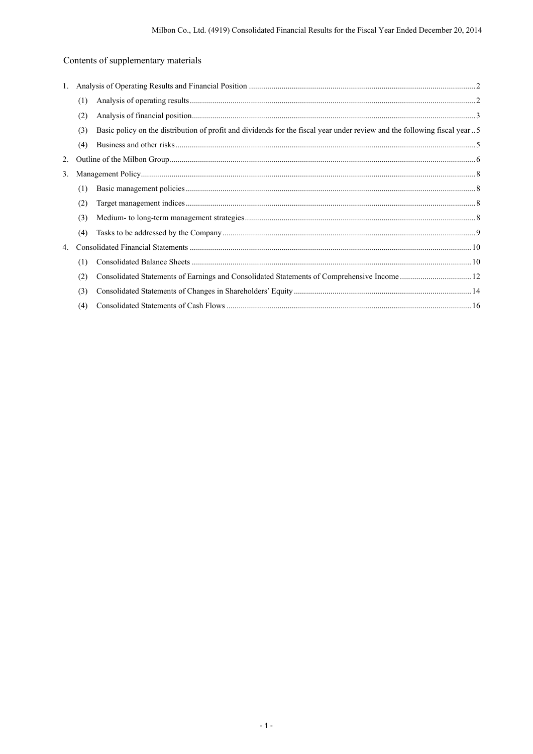## Contents of supplementary materials

1. Analysis of Operating Results and Financial Position .......... 2
   - (1) Analysis of operating results .......... 2
   - (2) Analysis of financial position .......... 3
   - (3) Basic policy on the distribution of profit and dividends for the fiscal year under review and the following fiscal year .. 5
   - (4) Business and other risks .......... 5
2. Outline of the Milbon Group .......... 6
3. Management Policy .......... 8
   - (1) Basic management policies .......... 8
   - (2) Target management indices .......... 8
   - (3) Medium- to long-term management strategies .......... 8
   - (4) Tasks to be addressed by the Company .......... 9
4. Consolidated Financial Statements .......... 10
   - (1) Consolidated Balance Sheets .......... 10
   - (2) Consolidated Statements of Earnings and Consolidated Statements of Comprehensive Income .......... 12
   - (3) Consolidated Statements of Changes in Shareholders' Equity .......... 14
   - (4) Consolidated Statements of Cash Flows .......... 16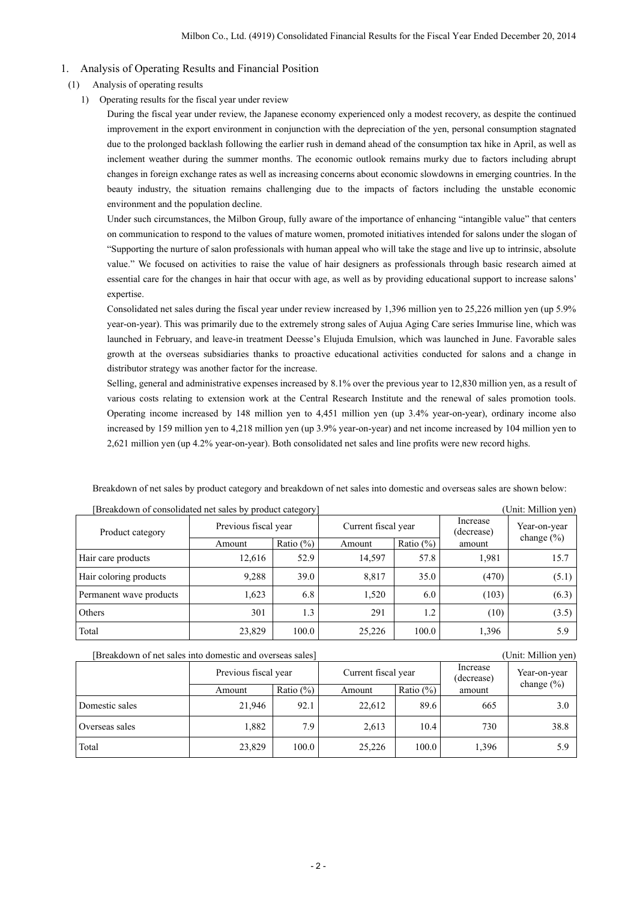## 1. Analysis of Operating Results and Financial Position

### (1) Analysis of operating results

#### 1) Operating results for the fiscal year under review

During the fiscal year under review, the Japanese economy experienced only a modest recovery, as despite the continued improvement in the export environment in conjunction with the depreciation of the yen, personal consumption stagnated due to the prolonged backlash following the earlier rush in demand ahead of the consumption tax hike in April, as well as inclement weather during the summer months. The economic outlook remains murky due to factors including abrupt changes in foreign exchange rates as well as increasing concerns about economic slowdowns in emerging countries. In the beauty industry, the situation remains challenging due to the impacts of factors including the unstable economic environment and the population decline.

Under such circumstances, the Milbon Group, fully aware of the importance of enhancing "intangible value" that centers on communication to respond to the values of mature women, promoted initiatives intended for salons under the slogan of "Supporting the nurture of salon professionals with human appeal who will take the stage and live up to intrinsic, absolute value." We focused on activities to raise the value of hair designers as professionals through basic research aimed at essential care for the changes in hair that occur with age, as well as by providing educational support to increase salons' expertise.

Consolidated net sales during the fiscal year under review increased by 1,396 million yen to 25,226 million yen (up 5.9% year-on-year). This was primarily due to the extremely strong sales of Aujua Aging Care series Immurise line, which was launched in February, and leave-in treatment Deesse's Elujuda Emulsion, which was launched in June. Favorable sales growth at the overseas subsidiaries thanks to proactive educational activities conducted for salons and a change in distributor strategy was another factor for the increase.

Selling, general and administrative expenses increased by 8.1% over the previous year to 12,830 million yen, as a result of various costs relating to extension work at the Central Research Institute and the renewal of sales promotion tools. Operating income increased by 148 million yen to 4,451 million yen (up 3.4% year-on-year), ordinary income also increased by 159 million yen to 4,218 million yen (up 3.9% year-on-year) and net income increased by 104 million yen to 2,621 million yen (up 4.2% year-on-year). Both consolidated net sales and line profits were new record highs.

Breakdown of net sales by product category and breakdown of net sales into domestic and overseas sales are shown below:

[Breakdown of consolidated net sales by product category] (Unit: Million yen)

| Product category | Previous fiscal year | | Current fiscal year | | Increase (decrease) | Year-on-year change (%) |
|---|---|---|---|---|---|---|
| | Amount | Ratio (%) | Amount | Ratio (%) | amount | |
| Hair care products | 12,616 | 52.9 | 14,597 | 57.8 | 1,981 | 15.7 |
| Hair coloring products | 9,288 | 39.0 | 8,817 | 35.0 | (470) | (5.1) |
| Permanent wave products | 1,623 | 6.8 | 1,520 | 6.0 | (103) | (6.3) |
| Others | 301 | 1.3 | 291 | 1.2 | (10) | (3.5) |
| Total | 23,829 | 100.0 | 25,226 | 100.0 | 1,396 | 5.9 |

[Breakdown of net sales into domestic and overseas sales] (Unit: Million yen)

| | Previous fiscal year | | Current fiscal year | | Increase (decrease) | Year-on-year change (%) |
|---|---|---|---|---|---|---|
| | Amount | Ratio (%) | Amount | Ratio (%) | amount | |
| Domestic sales | 21,946 | 92.1 | 22,612 | 89.6 | 665 | 3.0 |
| Overseas sales | 1,882 | 7.9 | 2,613 | 10.4 | 730 | 38.8 |
| Total | 23,829 | 100.0 | 25,226 | 100.0 | 1,396 | 5.9 |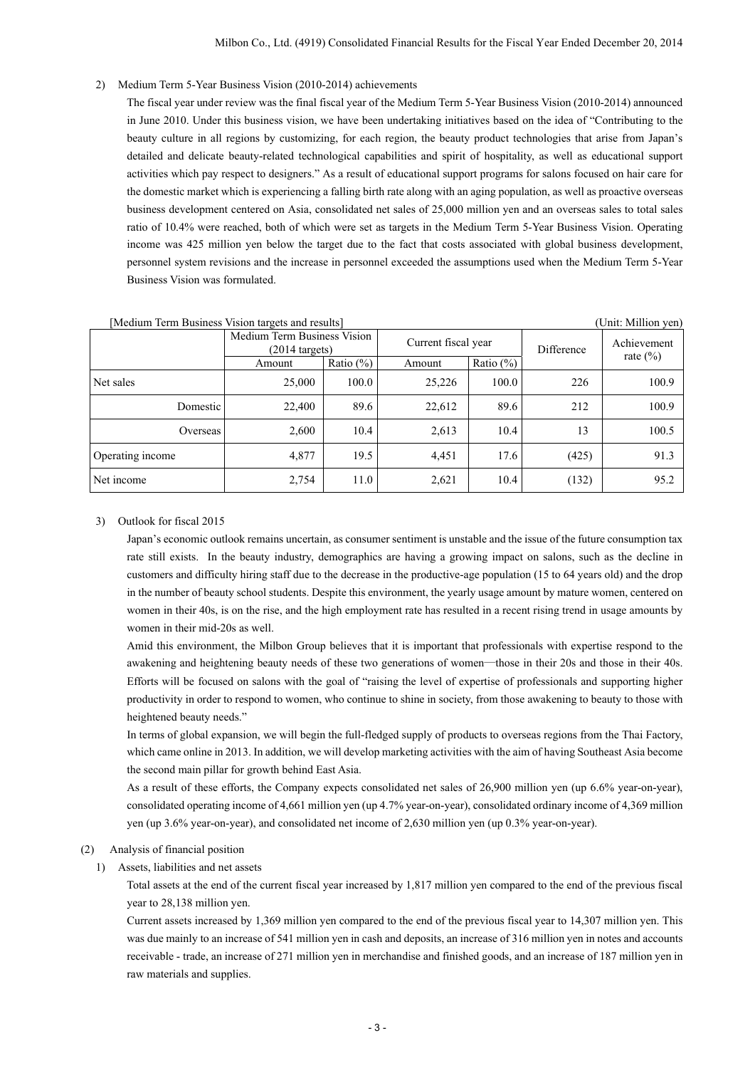2) Medium Term 5-Year Business Vision (2010-2014) achievements

The fiscal year under review was the final fiscal year of the Medium Term 5-Year Business Vision (2010-2014) announced in June 2010. Under this business vision, we have been undertaking initiatives based on the idea of "Contributing to the beauty culture in all regions by customizing, for each region, the beauty product technologies that arise from Japan's detailed and delicate beauty-related technological capabilities and spirit of hospitality, as well as educational support activities which pay respect to designers." As a result of educational support programs for salons focused on hair care for the domestic market which is experiencing a falling birth rate along with an aging population, as well as proactive overseas business development centered on Asia, consolidated net sales of 25,000 million yen and an overseas sales to total sales ratio of 10.4% were reached, both of which were set as targets in the Medium Term 5-Year Business Vision. Operating income was 425 million yen below the target due to the fact that costs associated with global business development, personnel system revisions and the increase in personnel exceeded the assumptions used when the Medium Term 5-Year Business Vision was formulated.

[Medium Term Business Vision targets and results] (Unit: Million yen)

| | Medium Term Business Vision (2014 targets) | | Current fiscal year | | Difference | Achievement rate (%) |
|---|---|---|---|---|---|---|
| | Amount | Ratio (%) | Amount | Ratio (%) | | |
| Net sales | 25,000 | 100.0 | 25,226 | 100.0 | 226 | 100.9 |
| Domestic | 22,400 | 89.6 | 22,612 | 89.6 | 212 | 100.9 |
| Overseas | 2,600 | 10.4 | 2,613 | 10.4 | 13 | 100.5 |
| Operating income | 4,877 | 19.5 | 4,451 | 17.6 | (425) | 91.3 |
| Net income | 2,754 | 11.0 | 2,621 | 10.4 | (132) | 95.2 |

3) Outlook for fiscal 2015

Japan's economic outlook remains uncertain, as consumer sentiment is unstable and the issue of the future consumption tax rate still exists. In the beauty industry, demographics are having a growing impact on salons, such as the decline in customers and difficulty hiring staff due to the decrease in the productive-age population (15 to 64 years old) and the drop in the number of beauty school students. Despite this environment, the yearly usage amount by mature women, centered on women in their 40s, is on the rise, and the high employment rate has resulted in a recent rising trend in usage amounts by women in their mid-20s as well.

Amid this environment, the Milbon Group believes that it is important that professionals with expertise respond to the awakening and heightening beauty needs of these two generations of women—those in their 20s and those in their 40s. Efforts will be focused on salons with the goal of "raising the level of expertise of professionals and supporting higher productivity in order to respond to women, who continue to shine in society, from those awakening to beauty to those with heightened beauty needs."

In terms of global expansion, we will begin the full-fledged supply of products to overseas regions from the Thai Factory, which came online in 2013. In addition, we will develop marketing activities with the aim of having Southeast Asia become the second main pillar for growth behind East Asia.

As a result of these efforts, the Company expects consolidated net sales of 26,900 million yen (up 6.6% year-on-year), consolidated operating income of 4,661 million yen (up 4.7% year-on-year), consolidated ordinary income of 4,369 million yen (up 3.6% year-on-year), and consolidated net income of 2,630 million yen (up 0.3% year-on-year).

(2) Analysis of financial position

1) Assets, liabilities and net assets

Total assets at the end of the current fiscal year increased by 1,817 million yen compared to the end of the previous fiscal year to 28,138 million yen.

Current assets increased by 1,369 million yen compared to the end of the previous fiscal year to 14,307 million yen. This was due mainly to an increase of 541 million yen in cash and deposits, an increase of 316 million yen in notes and accounts receivable - trade, an increase of 271 million yen in merchandise and finished goods, and an increase of 187 million yen in raw materials and supplies.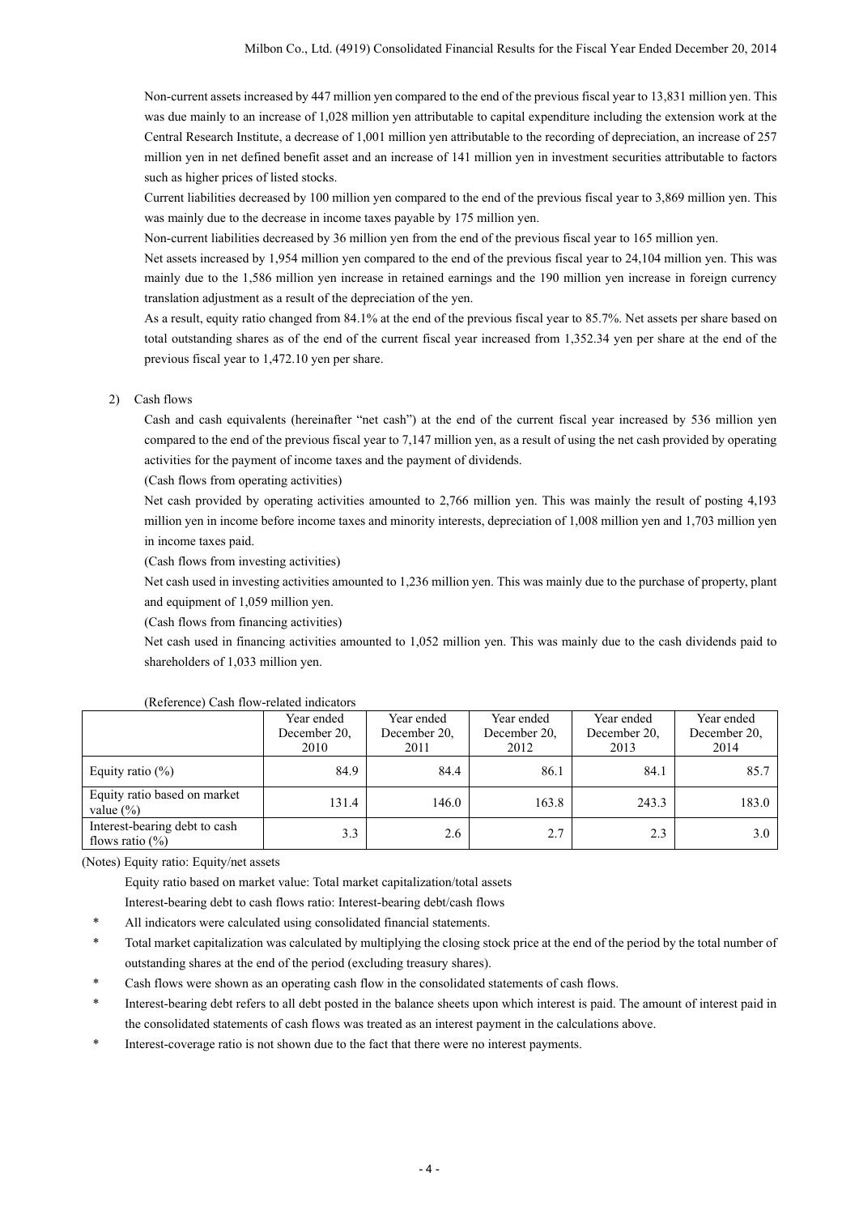Non-current assets increased by 447 million yen compared to the end of the previous fiscal year to 13,831 million yen. This was due mainly to an increase of 1,028 million yen attributable to capital expenditure including the extension work at the Central Research Institute, a decrease of 1,001 million yen attributable to the recording of depreciation, an increase of 257 million yen in net defined benefit asset and an increase of 141 million yen in investment securities attributable to factors such as higher prices of listed stocks.

Current liabilities decreased by 100 million yen compared to the end of the previous fiscal year to 3,869 million yen. This was mainly due to the decrease in income taxes payable by 175 million yen.

Non-current liabilities decreased by 36 million yen from the end of the previous fiscal year to 165 million yen.

Net assets increased by 1,954 million yen compared to the end of the previous fiscal year to 24,104 million yen. This was mainly due to the 1,586 million yen increase in retained earnings and the 190 million yen increase in foreign currency translation adjustment as a result of the depreciation of the yen.

As a result, equity ratio changed from 84.1% at the end of the previous fiscal year to 85.7%. Net assets per share based on total outstanding shares as of the end of the current fiscal year increased from 1,352.34 yen per share at the end of the previous fiscal year to 1,472.10 yen per share.

2) Cash flows

Cash and cash equivalents (hereinafter "net cash") at the end of the current fiscal year increased by 536 million yen compared to the end of the previous fiscal year to 7,147 million yen, as a result of using the net cash provided by operating activities for the payment of income taxes and the payment of dividends.

(Cash flows from operating activities)

Net cash provided by operating activities amounted to 2,766 million yen. This was mainly the result of posting 4,193 million yen in income before income taxes and minority interests, depreciation of 1,008 million yen and 1,703 million yen in income taxes paid.

(Cash flows from investing activities)

Net cash used in investing activities amounted to 1,236 million yen. This was mainly due to the purchase of property, plant and equipment of 1,059 million yen.

(Cash flows from financing activities)

Net cash used in financing activities amounted to 1,052 million yen. This was mainly due to the cash dividends paid to shareholders of 1,033 million yen.

(Reference) Cash flow-related indicators

| | Year ended December 20, 2010 | Year ended December 20, 2011 | Year ended December 20, 2012 | Year ended December 20, 2013 | Year ended December 20, 2014 |
|---|---|---|---|---|---|
| Equity ratio (%) | 84.9 | 84.4 | 86.1 | 84.1 | 85.7 |
| Equity ratio based on market value (%) | 131.4 | 146.0 | 163.8 | 243.3 | 183.0 |
| Interest-bearing debt to cash flows ratio (%) | 3.3 | 2.6 | 2.7 | 2.3 | 3.0 |

(Notes) Equity ratio: Equity/net assets

Equity ratio based on market value: Total market capitalization/total assets

Interest-bearing debt to cash flows ratio: Interest-bearing debt/cash flows

\* All indicators were calculated using consolidated financial statements.

\* Total market capitalization was calculated by multiplying the closing stock price at the end of the period by the total number of outstanding shares at the end of the period (excluding treasury shares).

\* Cash flows were shown as an operating cash flow in the consolidated statements of cash flows.

\* Interest-bearing debt refers to all debt posted in the balance sheets upon which interest is paid. The amount of interest paid in the consolidated statements of cash flows was treated as an interest payment in the calculations above.

\* Interest-coverage ratio is not shown due to the fact that there were no interest payments.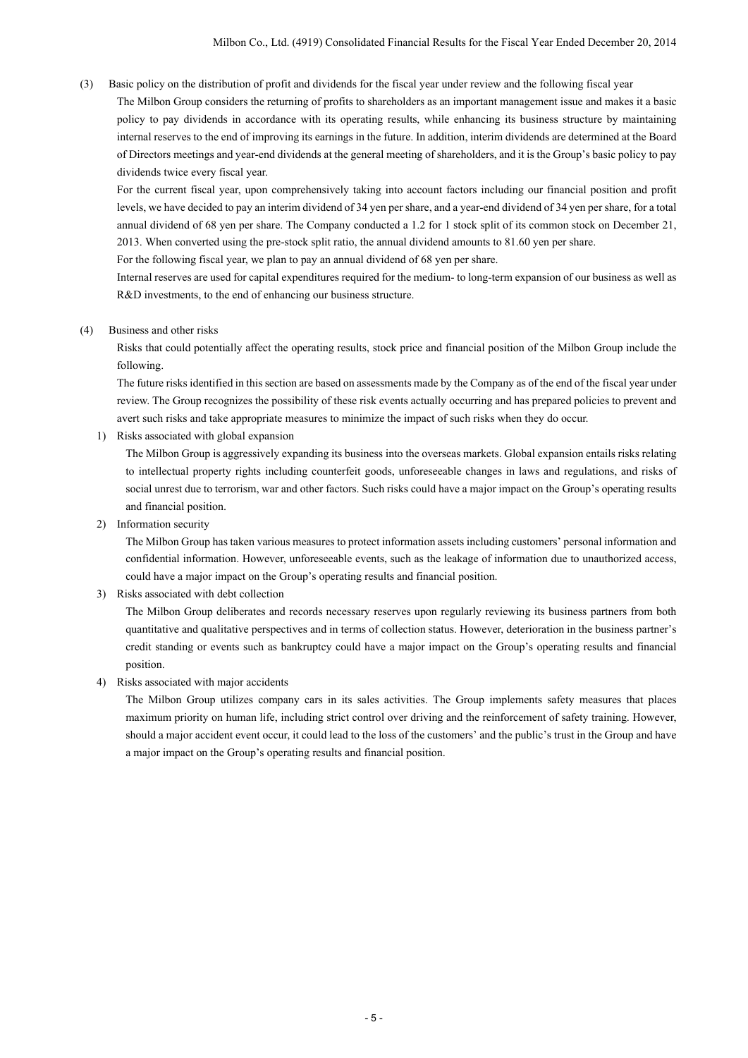### (3) Basic policy on the distribution of profit and dividends for the fiscal year under review and the following fiscal year

The Milbon Group considers the returning of profits to shareholders as an important management issue and makes it a basic policy to pay dividends in accordance with its operating results, while enhancing its business structure by maintaining internal reserves to the end of improving its earnings in the future. In addition, interim dividends are determined at the Board of Directors meetings and year-end dividends at the general meeting of shareholders, and it is the Group's basic policy to pay dividends twice every fiscal year.

For the current fiscal year, upon comprehensively taking into account factors including our financial position and profit levels, we have decided to pay an interim dividend of 34 yen per share, and a year-end dividend of 34 yen per share, for a total annual dividend of 68 yen per share. The Company conducted a 1.2 for 1 stock split of its common stock on December 21, 2013. When converted using the pre-stock split ratio, the annual dividend amounts to 81.60 yen per share.

For the following fiscal year, we plan to pay an annual dividend of 68 yen per share.

Internal reserves are used for capital expenditures required for the medium- to long-term expansion of our business as well as R&D investments, to the end of enhancing our business structure.

### (4) Business and other risks

Risks that could potentially affect the operating results, stock price and financial position of the Milbon Group include the following.

The future risks identified in this section are based on assessments made by the Company as of the end of the fiscal year under review. The Group recognizes the possibility of these risk events actually occurring and has prepared policies to prevent and avert such risks and take appropriate measures to minimize the impact of such risks when they do occur.

1) Risks associated with global expansion

The Milbon Group is aggressively expanding its business into the overseas markets. Global expansion entails risks relating to intellectual property rights including counterfeit goods, unforeseeable changes in laws and regulations, and risks of social unrest due to terrorism, war and other factors. Such risks could have a major impact on the Group's operating results and financial position.

2) Information security

The Milbon Group has taken various measures to protect information assets including customers' personal information and confidential information. However, unforeseeable events, such as the leakage of information due to unauthorized access, could have a major impact on the Group's operating results and financial position.

3) Risks associated with debt collection

The Milbon Group deliberates and records necessary reserves upon regularly reviewing its business partners from both quantitative and qualitative perspectives and in terms of collection status. However, deterioration in the business partner's credit standing or events such as bankruptcy could have a major impact on the Group's operating results and financial position.

4) Risks associated with major accidents

The Milbon Group utilizes company cars in its sales activities. The Group implements safety measures that places maximum priority on human life, including strict control over driving and the reinforcement of safety training. However, should a major accident event occur, it could lead to the loss of the customers' and the public's trust in the Group and have a major impact on the Group's operating results and financial position.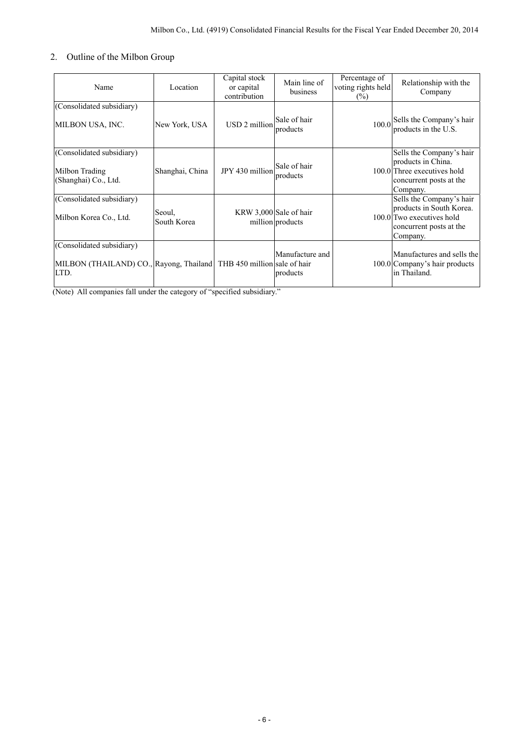## 2. Outline of the Milbon Group

| Name | Location | Capital stock or capital contribution | Main line of business | Percentage of voting rights held (%) | Relationship with the Company |
|---|---|---|---|---|---|
| (Consolidated subsidiary)<br>MILBON USA, INC. | New York, USA | USD 2 million | Sale of hair products | 100.0 | Sells the Company's hair products in the U.S. |
| (Consolidated subsidiary)<br>Milbon Trading (Shanghai) Co., Ltd. | Shanghai, China | JPY 430 million | Sale of hair products | 100.0 | Sells the Company's hair products in China. Three executives hold concurrent posts at the Company. |
| (Consolidated subsidiary)<br>Milbon Korea Co., Ltd. | Seoul, South Korea | KRW 3,000 million | Sale of hair products | 100.0 | Sells the Company's hair products in South Korea. Two executives hold concurrent posts at the Company. |
| (Consolidated subsidiary)<br>MILBON (THAILAND) CO., LTD. | Rayong, Thailand | THB 450 million | Manufacture and sale of hair products | 100.0 | Manufactures and sells the Company's hair products in Thailand. |

(Note) All companies fall under the category of "specified subsidiary."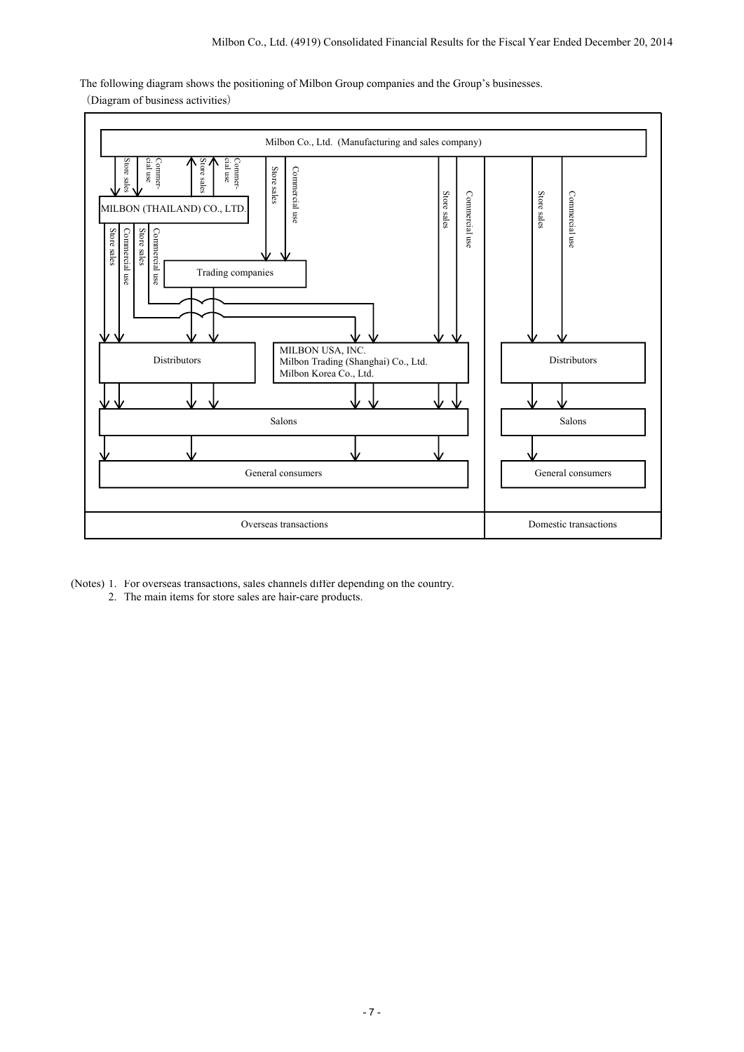The following diagram shows the positioning of Milbon Group companies and the Group's businesses.

(Diagram of business activities)

Milbon Co., Ltd. (Manufacturing and sales company)

Store sales | Commercial use | Store sales | Commercial use

MILBON (THAILAND) CO., LTD.

Trading companies

Distributors

MILBON USA, INC.
Milbon Trading (Shanghai) Co., Ltd.
Milbon Korea Co., Ltd.

Salons

General consumers

Overseas transactions

Distributors

Salons

General consumers

Domestic transactions

(Notes) 1. For overseas transactions, sales channels differ depending on the country.
2. The main items for store sales are hair-care products.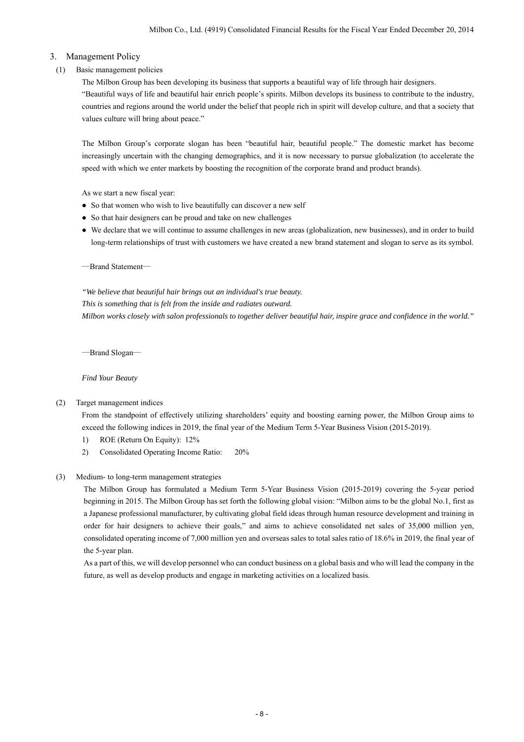## 3. Management Policy

### (1) Basic management policies

The Milbon Group has been developing its business that supports a beautiful way of life through hair designers.

"Beautiful ways of life and beautiful hair enrich people's spirits. Milbon develops its business to contribute to the industry, countries and regions around the world under the belief that people rich in spirit will develop culture, and that a society that values culture will bring about peace."

The Milbon Group's corporate slogan has been "beautiful hair, beautiful people." The domestic market has become increasingly uncertain with the changing demographics, and it is now necessary to pursue globalization (to accelerate the speed with which we enter markets by boosting the recognition of the corporate brand and product brands).

As we start a new fiscal year:

- So that women who wish to live beautifully can discover a new self
- So that hair designers can be proud and take on new challenges
- We declare that we will continue to assume challenges in new areas (globalization, new businesses), and in order to build long-term relationships of trust with customers we have created a new brand statement and slogan to serve as its symbol.

—Brand Statement—

*"We believe that beautiful hair brings out an individual's true beauty.*
*This is something that is felt from the inside and radiates outward.*
*Milbon works closely with salon professionals to together deliver beautiful hair, inspire grace and confidence in the world."*

—Brand Slogan—

*Find Your Beauty*

### (2) Target management indices

From the standpoint of effectively utilizing shareholders' equity and boosting earning power, the Milbon Group aims to exceed the following indices in 2019, the final year of the Medium Term 5-Year Business Vision (2015-2019).

1) ROE (Return On Equity): 12%
2) Consolidated Operating Income Ratio: 20%

### (3) Medium- to long-term management strategies

The Milbon Group has formulated a Medium Term 5-Year Business Vision (2015-2019) covering the 5-year period beginning in 2015. The Milbon Group has set forth the following global vision: "Milbon aims to be the global No.1, first as a Japanese professional manufacturer, by cultivating global field ideas through human resource development and training in order for hair designers to achieve their goals," and aims to achieve consolidated net sales of 35,000 million yen, consolidated operating income of 7,000 million yen and overseas sales to total sales ratio of 18.6% in 2019, the final year of the 5-year plan.

As a part of this, we will develop personnel who can conduct business on a global basis and who will lead the company in the future, as well as develop products and engage in marketing activities on a localized basis.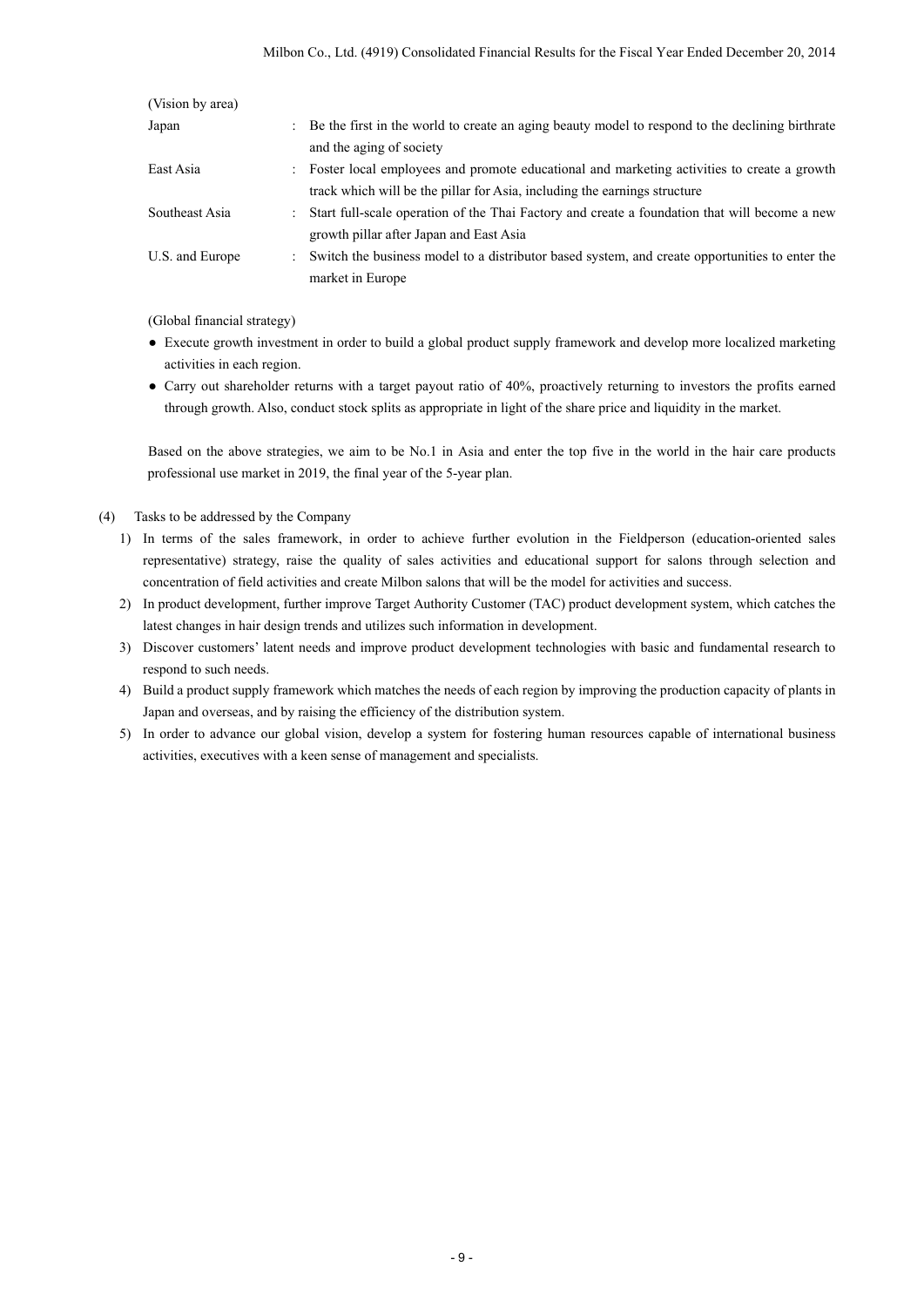(Vision by area)

| | |
|---|---|
| Japan | : Be the first in the world to create an aging beauty model to respond to the declining birthrate and the aging of society |
| East Asia | : Foster local employees and promote educational and marketing activities to create a growth track which will be the pillar for Asia, including the earnings structure |
| Southeast Asia | : Start full-scale operation of the Thai Factory and create a foundation that will become a new growth pillar after Japan and East Asia |
| U.S. and Europe | : Switch the business model to a distributor based system, and create opportunities to enter the market in Europe |

(Global financial strategy)

- Execute growth investment in order to build a global product supply framework and develop more localized marketing activities in each region.
- Carry out shareholder returns with a target payout ratio of 40%, proactively returning to investors the profits earned through growth. Also, conduct stock splits as appropriate in light of the share price and liquidity in the market.

Based on the above strategies, we aim to be No.1 in Asia and enter the top five in the world in the hair care products professional use market in 2019, the final year of the 5-year plan.

(4) Tasks to be addressed by the Company

1) In terms of the sales framework, in order to achieve further evolution in the Fieldperson (education-oriented sales representative) strategy, raise the quality of sales activities and educational support for salons through selection and concentration of field activities and create Milbon salons that will be the model for activities and success.
2) In product development, further improve Target Authority Customer (TAC) product development system, which catches the latest changes in hair design trends and utilizes such information in development.
3) Discover customers' latent needs and improve product development technologies with basic and fundamental research to respond to such needs.
4) Build a product supply framework which matches the needs of each region by improving the production capacity of plants in Japan and overseas, and by raising the efficiency of the distribution system.
5) In order to advance our global vision, develop a system for fostering human resources capable of international business activities, executives with a keen sense of management and specialists.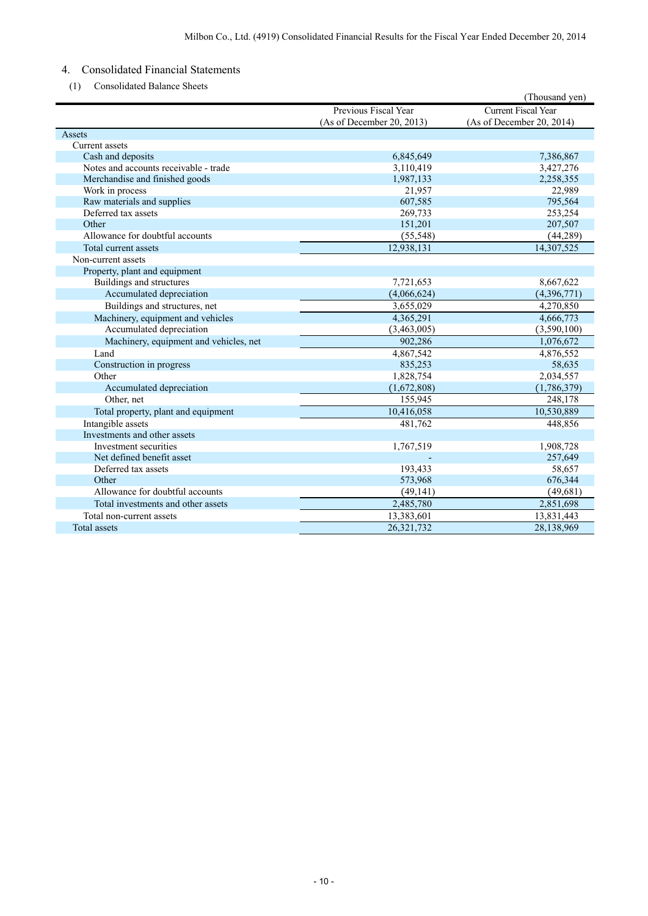## 4. Consolidated Financial Statements

### (1) Consolidated Balance Sheets

(Thousand yen)

| | Previous Fiscal Year (As of December 20, 2013) | Current Fiscal Year (As of December 20, 2014) |
|---|---|---|
| Assets | | |
| Current assets | | |
| Cash and deposits | 6,845,649 | 7,386,867 |
| Notes and accounts receivable - trade | 3,110,419 | 3,427,276 |
| Merchandise and finished goods | 1,987,133 | 2,258,355 |
| Work in process | 21,957 | 22,989 |
| Raw materials and supplies | 607,585 | 795,564 |
| Deferred tax assets | 269,733 | 253,254 |
| Other | 151,201 | 207,507 |
| Allowance for doubtful accounts | (55,548) | (44,289) |
| Total current assets | 12,938,131 | 14,307,525 |
| Non-current assets | | |
| Property, plant and equipment | | |
| Buildings and structures | 7,721,653 | 8,667,622 |
| Accumulated depreciation | (4,066,624) | (4,396,771) |
| Buildings and structures, net | 3,655,029 | 4,270,850 |
| Machinery, equipment and vehicles | 4,365,291 | 4,666,773 |
| Accumulated depreciation | (3,463,005) | (3,590,100) |
| Machinery, equipment and vehicles, net | 902,286 | 1,076,672 |
| Land | 4,867,542 | 4,876,552 |
| Construction in progress | 835,253 | 58,635 |
| Other | 1,828,754 | 2,034,557 |
| Accumulated depreciation | (1,672,808) | (1,786,379) |
| Other, net | 155,945 | 248,178 |
| Total property, plant and equipment | 10,416,058 | 10,530,889 |
| Intangible assets | 481,762 | 448,856 |
| Investments and other assets | | |
| Investment securities | 1,767,519 | 1,908,728 |
| Net defined benefit asset | - | 257,649 |
| Deferred tax assets | 193,433 | 58,657 |
| Other | 573,968 | 676,344 |
| Allowance for doubtful accounts | (49,141) | (49,681) |
| Total investments and other assets | 2,485,780 | 2,851,698 |
| Total non-current assets | 13,383,601 | 13,831,443 |
| Total assets | 26,321,732 | 28,138,969 |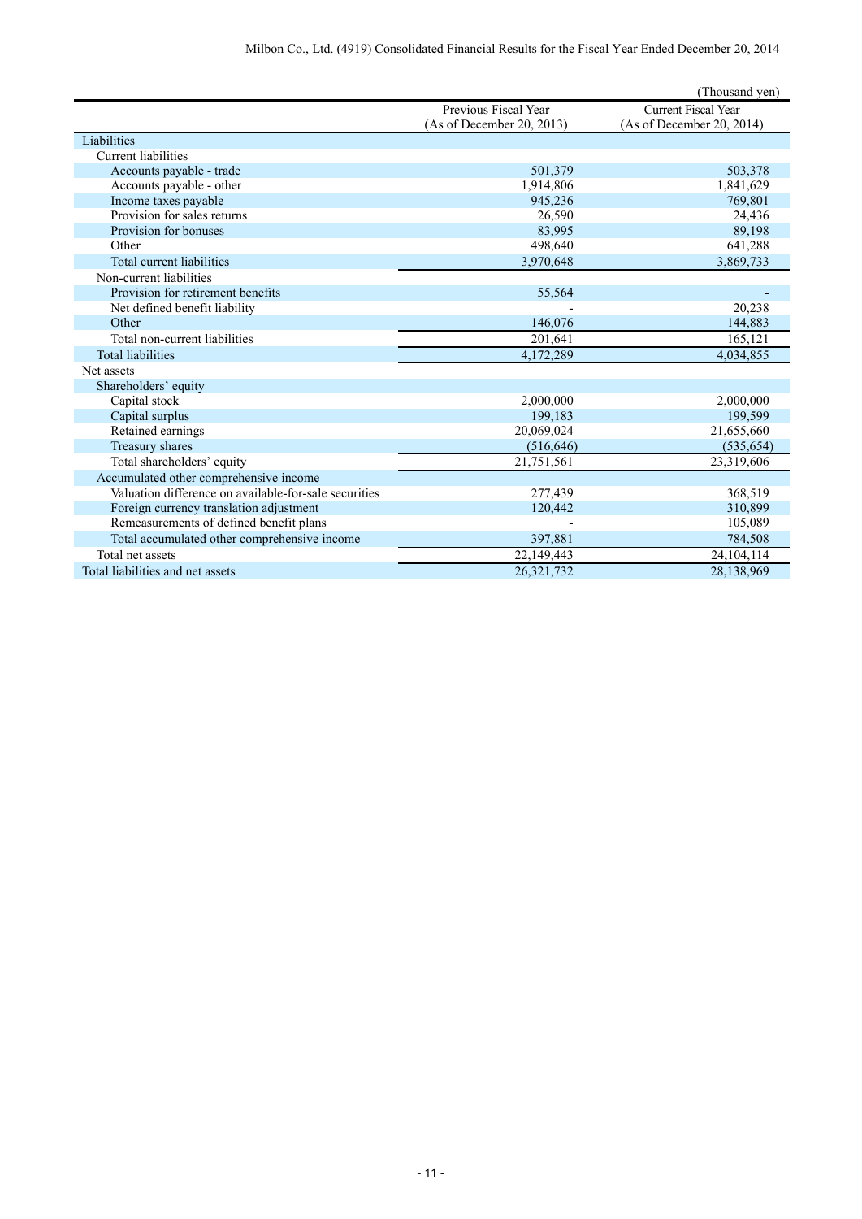(Thousand yen)

| | Previous Fiscal Year (As of December 20, 2013) | Current Fiscal Year (As of December 20, 2014) |
|---|---|---|
| Liabilities | | |
| Current liabilities | | |
| Accounts payable - trade | 501,379 | 503,378 |
| Accounts payable - other | 1,914,806 | 1,841,629 |
| Income taxes payable | 945,236 | 769,801 |
| Provision for sales returns | 26,590 | 24,436 |
| Provision for bonuses | 83,995 | 89,198 |
| Other | 498,640 | 641,288 |
| Total current liabilities | 3,970,648 | 3,869,733 |
| Non-current liabilities | | |
| Provision for retirement benefits | 55,564 | - |
| Net defined benefit liability | - | 20,238 |
| Other | 146,076 | 144,883 |
| Total non-current liabilities | 201,641 | 165,121 |
| Total liabilities | 4,172,289 | 4,034,855 |
| Net assets | | |
| Shareholders' equity | | |
| Capital stock | 2,000,000 | 2,000,000 |
| Capital surplus | 199,183 | 199,599 |
| Retained earnings | 20,069,024 | 21,655,660 |
| Treasury shares | (516,646) | (535,654) |
| Total shareholders' equity | 21,751,561 | 23,319,606 |
| Accumulated other comprehensive income | | |
| Valuation difference on available-for-sale securities | 277,439 | 368,519 |
| Foreign currency translation adjustment | 120,442 | 310,899 |
| Remeasurements of defined benefit plans | - | 105,089 |
| Total accumulated other comprehensive income | 397,881 | 784,508 |
| Total net assets | 22,149,443 | 24,104,114 |
| Total liabilities and net assets | 26,321,732 | 28,138,969 |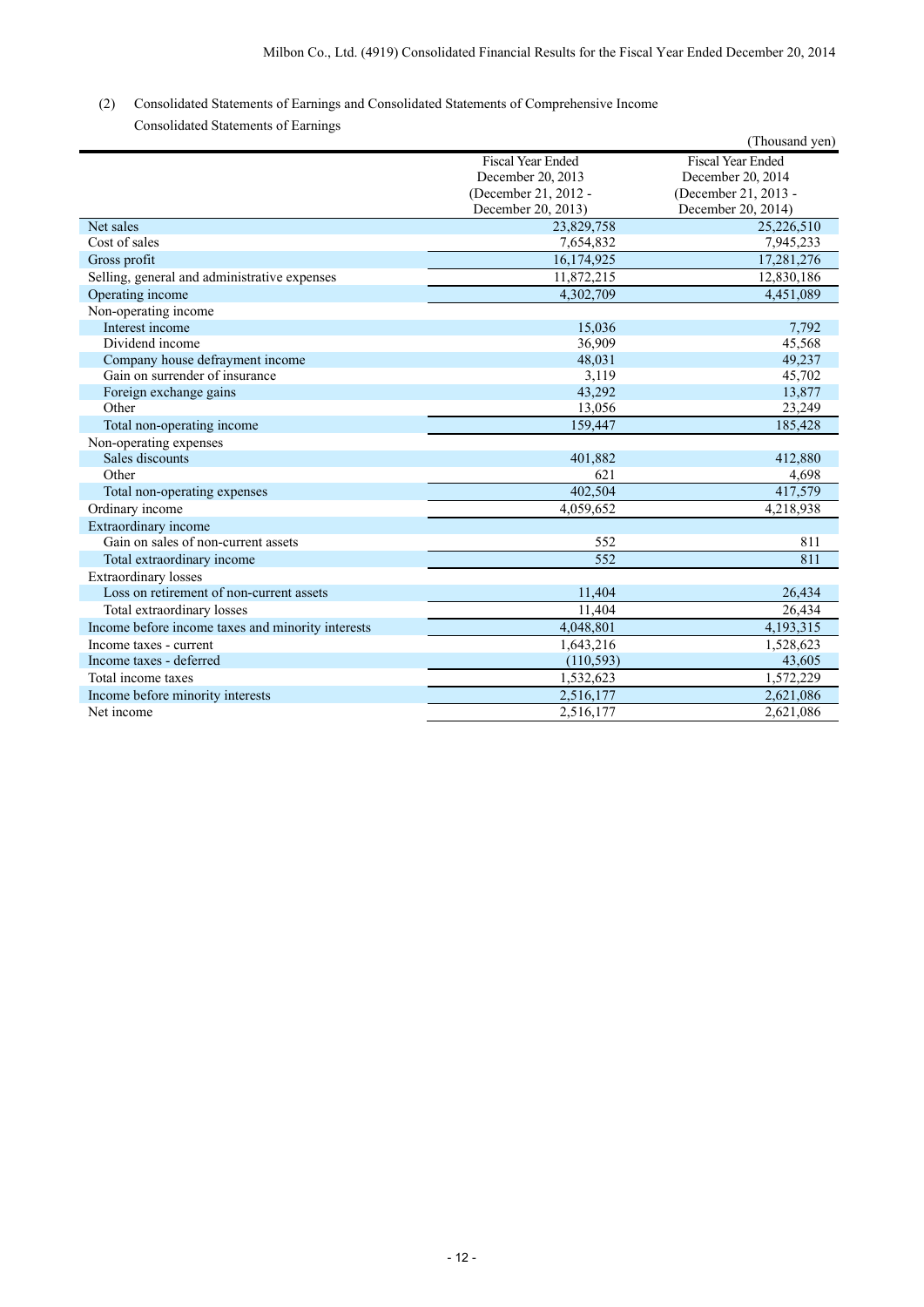(2) Consolidated Statements of Earnings and Consolidated Statements of Comprehensive Income

Consolidated Statements of Earnings

(Thousand yen)

| | Fiscal Year Ended December 20, 2013 (December 21, 2012 - December 20, 2013) | Fiscal Year Ended December 20, 2014 (December 21, 2013 - December 20, 2014) |
|---|---|---|
| Net sales | 23,829,758 | 25,226,510 |
| Cost of sales | 7,654,832 | 7,945,233 |
| Gross profit | 16,174,925 | 17,281,276 |
| Selling, general and administrative expenses | 11,872,215 | 12,830,186 |
| Operating income | 4,302,709 | 4,451,089 |
| Non-operating income | | |
| Interest income | 15,036 | 7,792 |
| Dividend income | 36,909 | 45,568 |
| Company house defrayment income | 48,031 | 49,237 |
| Gain on surrender of insurance | 3,119 | 45,702 |
| Foreign exchange gains | 43,292 | 13,877 |
| Other | 13,056 | 23,249 |
| Total non-operating income | 159,447 | 185,428 |
| Non-operating expenses | | |
| Sales discounts | 401,882 | 412,880 |
| Other | 621 | 4,698 |
| Total non-operating expenses | 402,504 | 417,579 |
| Ordinary income | 4,059,652 | 4,218,938 |
| Extraordinary income | | |
| Gain on sales of non-current assets | 552 | 811 |
| Total extraordinary income | 552 | 811 |
| Extraordinary losses | | |
| Loss on retirement of non-current assets | 11,404 | 26,434 |
| Total extraordinary losses | 11,404 | 26,434 |
| Income before income taxes and minority interests | 4,048,801 | 4,193,315 |
| Income taxes - current | 1,643,216 | 1,528,623 |
| Income taxes - deferred | (110,593) | 43,605 |
| Total income taxes | 1,532,623 | 1,572,229 |
| Income before minority interests | 2,516,177 | 2,621,086 |
| Net income | 2,516,177 | 2,621,086 |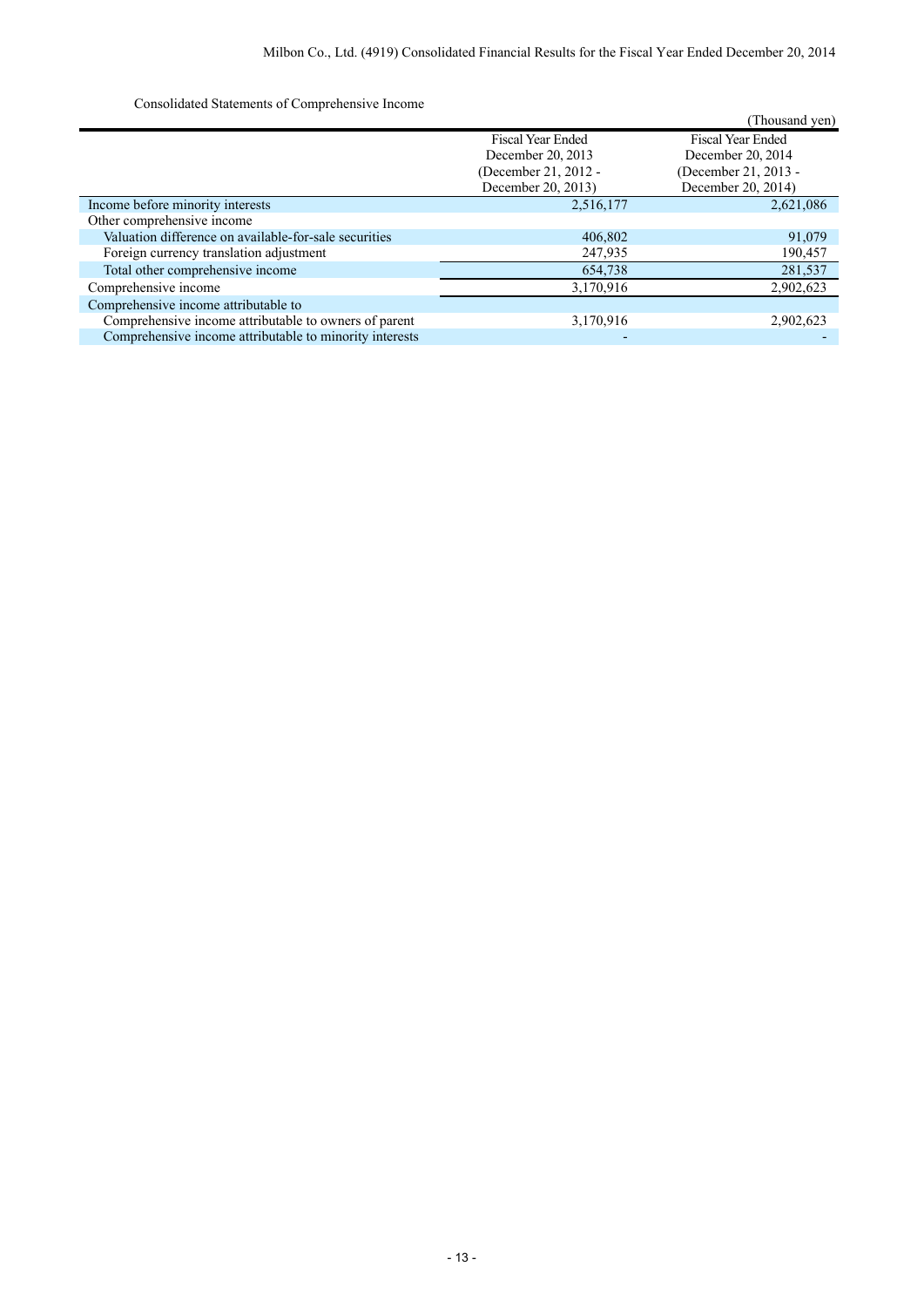Consolidated Statements of Comprehensive Income

(Thousand yen)

| | Fiscal Year Ended December 20, 2013 (December 21, 2012 - December 20, 2013) | Fiscal Year Ended December 20, 2014 (December 21, 2013 - December 20, 2014) |
|---|---|---|
| Income before minority interests | 2,516,177 | 2,621,086 |
| Other comprehensive income | | |
| Valuation difference on available-for-sale securities | 406,802 | 91,079 |
| Foreign currency translation adjustment | 247,935 | 190,457 |
| Total other comprehensive income | 654,738 | 281,537 |
| Comprehensive income | 3,170,916 | 2,902,623 |
| Comprehensive income attributable to | | |
| Comprehensive income attributable to owners of parent | 3,170,916 | 2,902,623 |
| Comprehensive income attributable to minority interests | - | - |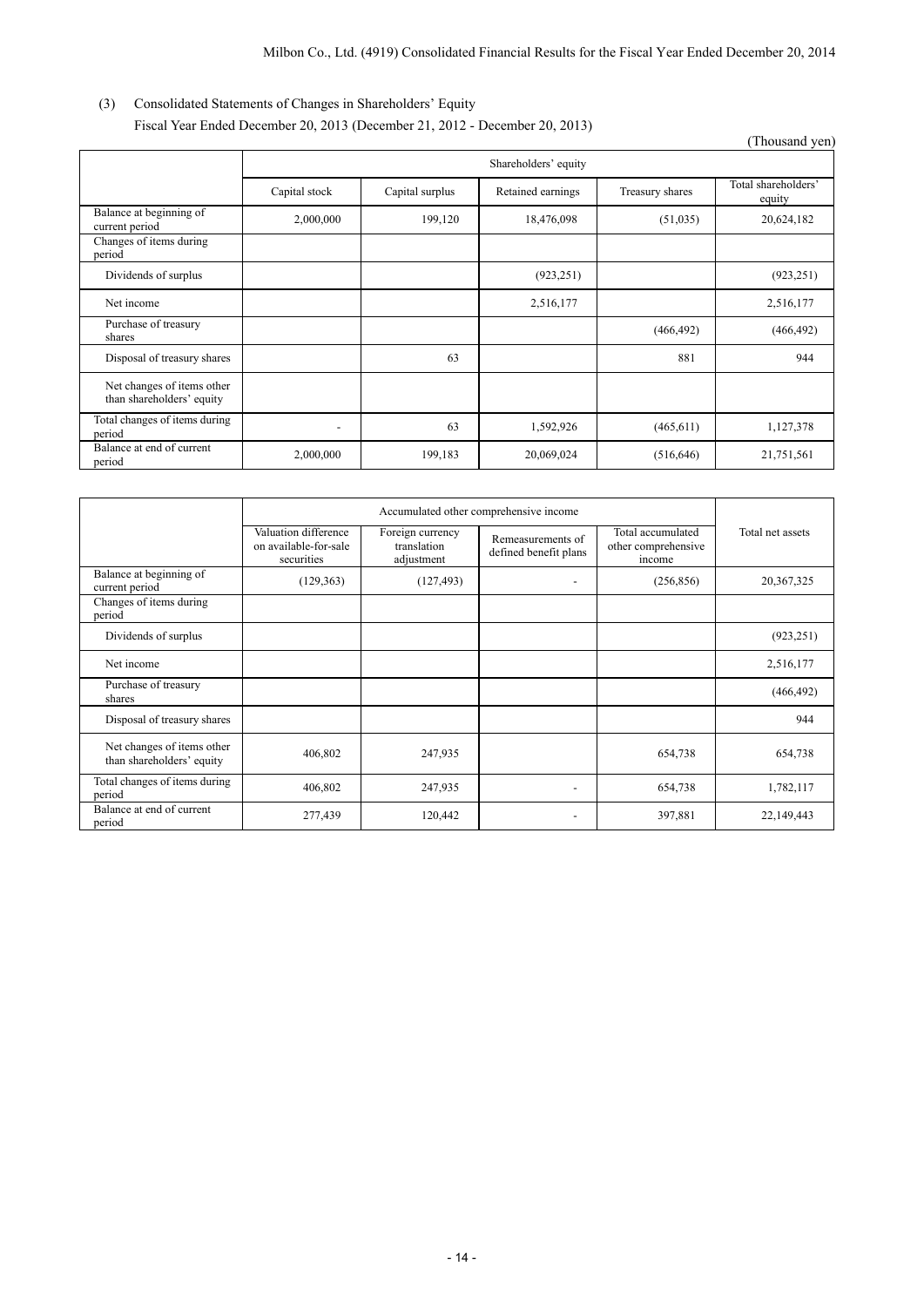## (3) Consolidated Statements of Changes in Shareholders' Equity

Fiscal Year Ended December 20, 2013 (December 21, 2012 - December 20, 2013)

(Thousand yen)

| | Shareholders' equity | | | | |
|---|---|---|---|---|---|
| | Capital stock | Capital surplus | Retained earnings | Treasury shares | Total shareholders' equity |
| Balance at beginning of current period | 2,000,000 | 199,120 | 18,476,098 | (51,035) | 20,624,182 |
| Changes of items during period | | | | | |
| Dividends of surplus | | | (923,251) | | (923,251) |
| Net income | | | 2,516,177 | | 2,516,177 |
| Purchase of treasury shares | | | | (466,492) | (466,492) |
| Disposal of treasury shares | | 63 | | 881 | 944 |
| Net changes of items other than shareholders' equity | | | | | |
| Total changes of items during period | - | 63 | 1,592,926 | (465,611) | 1,127,378 |
| Balance at end of current period | 2,000,000 | 199,183 | 20,069,024 | (516,646) | 21,751,561 |

| | Accumulated other comprehensive income | | | | Total net assets |
|---|---|---|---|---|---|
| | Valuation difference on available-for-sale securities | Foreign currency translation adjustment | Remeasurements of defined benefit plans | Total accumulated other comprehensive income | |
| Balance at beginning of current period | (129,363) | (127,493) | - | (256,856) | 20,367,325 |
| Changes of items during period | | | | | |
| Dividends of surplus | | | | | (923,251) |
| Net income | | | | | 2,516,177 |
| Purchase of treasury shares | | | | | (466,492) |
| Disposal of treasury shares | | | | | 944 |
| Net changes of items other than shareholders' equity | 406,802 | 247,935 | | 654,738 | 654,738 |
| Total changes of items during period | 406,802 | 247,935 | - | 654,738 | 1,782,117 |
| Balance at end of current period | 277,439 | 120,442 | - | 397,881 | 22,149,443 |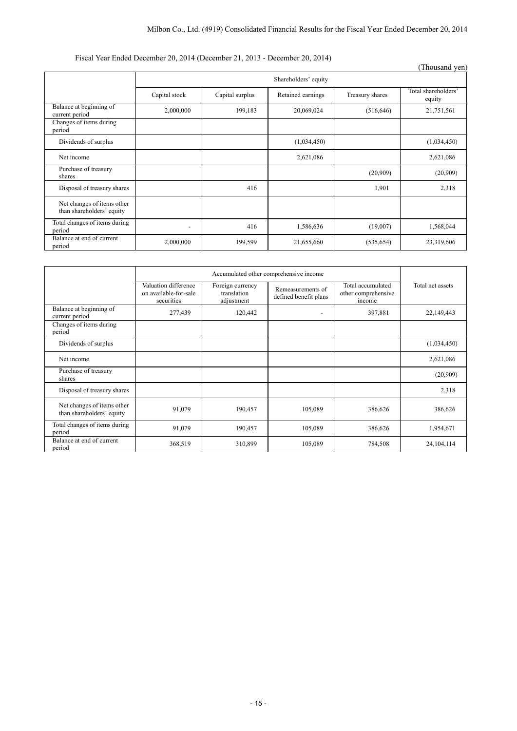Fiscal Year Ended December 20, 2014 (December 21, 2013 - December 20, 2014)

(Thousand yen)

| | Shareholders' equity | | | | |
|---|---|---|---|---|---|
| | Capital stock | Capital surplus | Retained earnings | Treasury shares | Total shareholders' equity |
| Balance at beginning of current period | 2,000,000 | 199,183 | 20,069,024 | (516,646) | 21,751,561 |
| Changes of items during period | | | | | |
| Dividends of surplus | | | (1,034,450) | | (1,034,450) |
| Net income | | | 2,621,086 | | 2,621,086 |
| Purchase of treasury shares | | | | (20,909) | (20,909) |
| Disposal of treasury shares | | 416 | | 1,901 | 2,318 |
| Net changes of items other than shareholders' equity | | | | | |
| Total changes of items during period | - | 416 | 1,586,636 | (19,007) | 1,568,044 |
| Balance at end of current period | 2,000,000 | 199,599 | 21,655,660 | (535,654) | 23,319,606 |

| | Accumulated other comprehensive income | | | | Total net assets |
|---|---|---|---|---|---|
| | Valuation difference on available-for-sale securities | Foreign currency translation adjustment | Remeasurements of defined benefit plans | Total accumulated other comprehensive income | |
| Balance at beginning of current period | 277,439 | 120,442 | - | 397,881 | 22,149,443 |
| Changes of items during period | | | | | |
| Dividends of surplus | | | | | (1,034,450) |
| Net income | | | | | 2,621,086 |
| Purchase of treasury shares | | | | | (20,909) |
| Disposal of treasury shares | | | | | 2,318 |
| Net changes of items other than shareholders' equity | 91,079 | 190,457 | 105,089 | 386,626 | 386,626 |
| Total changes of items during period | 91,079 | 190,457 | 105,089 | 386,626 | 1,954,671 |
| Balance at end of current period | 368,519 | 310,899 | 105,089 | 784,508 | 24,104,114 |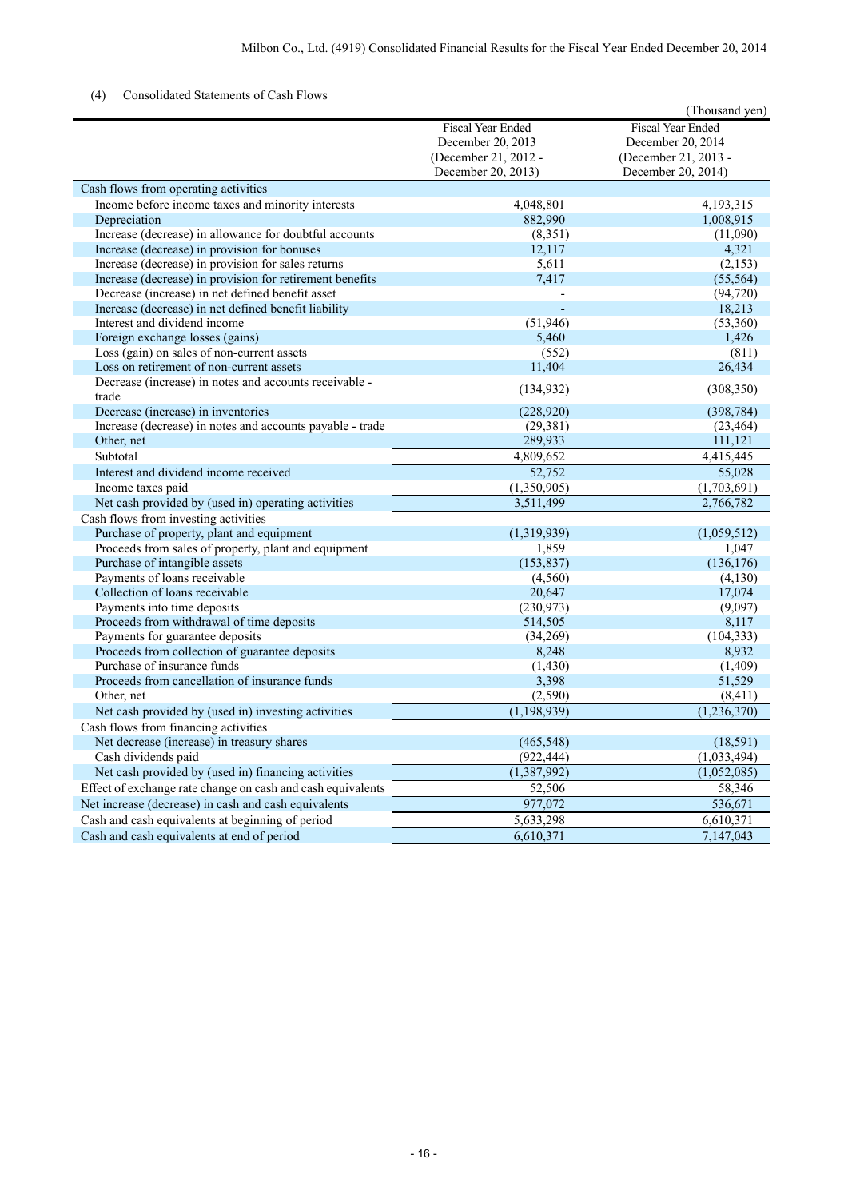(4) Consolidated Statements of Cash Flows

(Thousand yen)

| | Fiscal Year Ended December 20, 2013 (December 21, 2012 - December 20, 2013) | Fiscal Year Ended December 20, 2014 (December 21, 2013 - December 20, 2014) |
|---|---|---|
| Cash flows from operating activities | | |
| Income before income taxes and minority interests | 4,048,801 | 4,193,315 |
| Depreciation | 882,990 | 1,008,915 |
| Increase (decrease) in allowance for doubtful accounts | (8,351) | (11,090) |
| Increase (decrease) in provision for bonuses | 12,117 | 4,321 |
| Increase (decrease) in provision for sales returns | 5,611 | (2,153) |
| Increase (decrease) in provision for retirement benefits | 7,417 | (55,564) |
| Decrease (increase) in net defined benefit asset | - | (94,720) |
| Increase (decrease) in net defined benefit liability | - | 18,213 |
| Interest and dividend income | (51,946) | (53,360) |
| Foreign exchange losses (gains) | 5,460 | 1,426 |
| Loss (gain) on sales of non-current assets | (552) | (811) |
| Loss on retirement of non-current assets | 11,404 | 26,434 |
| Decrease (increase) in notes and accounts receivable - trade | (134,932) | (308,350) |
| Decrease (increase) in inventories | (228,920) | (398,784) |
| Increase (decrease) in notes and accounts payable - trade | (29,381) | (23,464) |
| Other, net | 289,933 | 111,121 |
| Subtotal | 4,809,652 | 4,415,445 |
| Interest and dividend income received | 52,752 | 55,028 |
| Income taxes paid | (1,350,905) | (1,703,691) |
| Net cash provided by (used in) operating activities | 3,511,499 | 2,766,782 |
| Cash flows from investing activities | | |
| Purchase of property, plant and equipment | (1,319,939) | (1,059,512) |
| Proceeds from sales of property, plant and equipment | 1,859 | 1,047 |
| Purchase of intangible assets | (153,837) | (136,176) |
| Payments of loans receivable | (4,560) | (4,130) |
| Collection of loans receivable | 20,647 | 17,074 |
| Payments into time deposits | (230,973) | (9,097) |
| Proceeds from withdrawal of time deposits | 514,505 | 8,117 |
| Payments for guarantee deposits | (34,269) | (104,333) |
| Proceeds from collection of guarantee deposits | 8,248 | 8,932 |
| Purchase of insurance funds | (1,430) | (1,409) |
| Proceeds from cancellation of insurance funds | 3,398 | 51,529 |
| Other, net | (2,590) | (8,411) |
| Net cash provided by (used in) investing activities | (1,198,939) | (1,236,370) |
| Cash flows from financing activities | | |
| Net decrease (increase) in treasury shares | (465,548) | (18,591) |
| Cash dividends paid | (922,444) | (1,033,494) |
| Net cash provided by (used in) financing activities | (1,387,992) | (1,052,085) |
| Effect of exchange rate change on cash and cash equivalents | 52,506 | 58,346 |
| Net increase (decrease) in cash and cash equivalents | 977,072 | 536,671 |
| Cash and cash equivalents at beginning of period | 5,633,298 | 6,610,371 |
| Cash and cash equivalents at end of period | 6,610,371 | 7,147,043 |